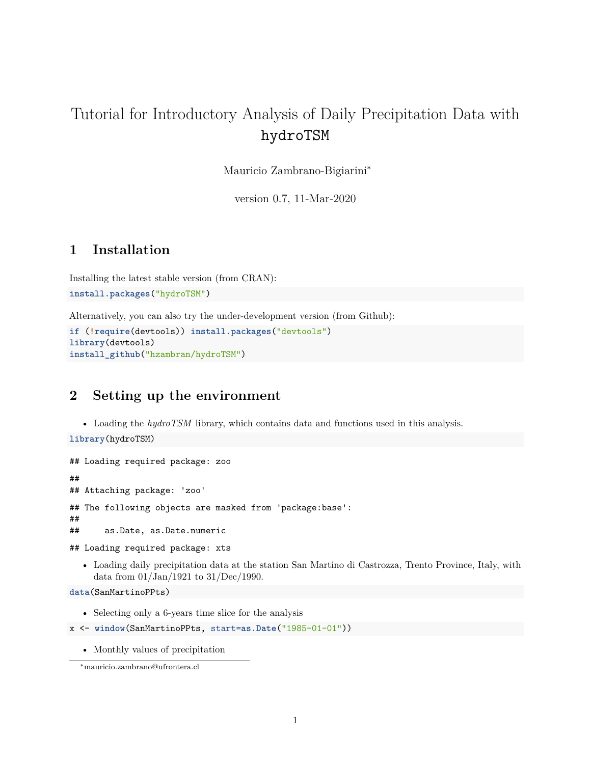# Tutorial for Introductory Analysis of Daily Precipitation Data with `hydroTSM`

Mauricio Zambrano-Bigiarini*

version 0.7, 11-Mar-2020

## 1 Installation

Installing the latest stable version (from CRAN):

```
install.packages("hydroTSM")
```

Alternatively, you can also try the under-development version (from Github):

```
if (!require(devtools)) install.packages("devtools")
library(devtools)
install_github("hzambran/hydroTSM")
```

## 2 Setting up the environment

- Loading the *hydroTSM* library, which contains data and functions used in this analysis.

```
library(hydroTSM)
```

```
## Loading required package: zoo
##
## Attaching package: 'zoo'
## The following objects are masked from 'package:base':
##
##     as.Date, as.Date.numeric
## Loading required package: xts
```

- Loading daily precipitation data at the station San Martino di Castrozza, Trento Province, Italy, with data from 01/Jan/1921 to 31/Dec/1990.

```
data(SanMartinoPPts)
```

- Selecting only a 6-years time slice for the analysis

```
x <- window(SanMartinoPPts, start=as.Date("1985-01-01"))
```

- Monthly values of precipitation

*mauricio.zambrano@ufrontera.cl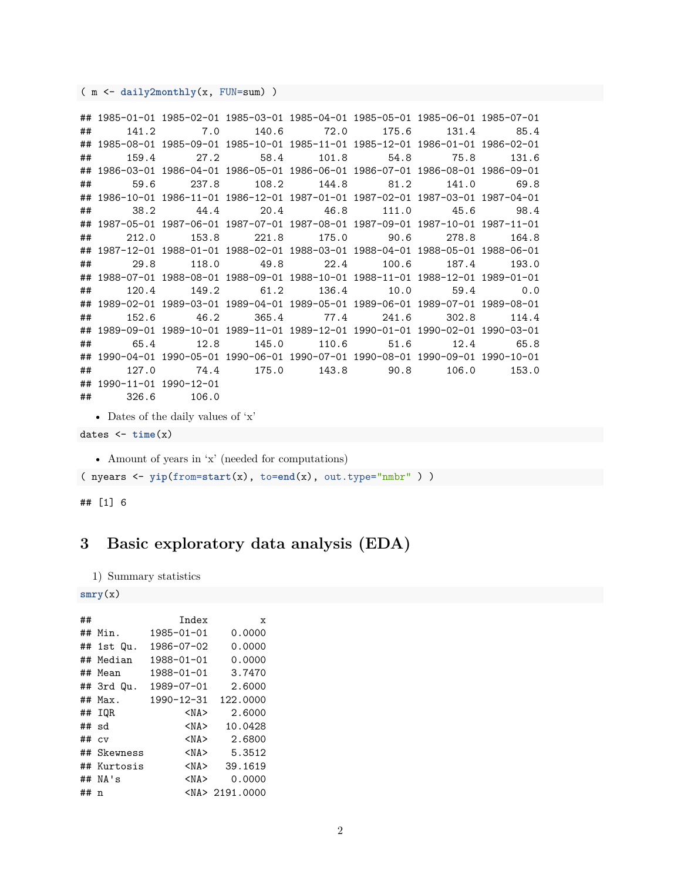```r
( m <- daily2monthly(x, FUN=sum) )
```

```
## 1985-01-01 1985-02-01 1985-03-01 1985-04-01 1985-05-01 1985-06-01 1985-07-01
##      141.2        7.0      140.6       72.0      175.6      131.4       85.4
## 1985-08-01 1985-09-01 1985-10-01 1985-11-01 1985-12-01 1986-01-01 1986-02-01
##      159.4       27.2       58.4      101.8       54.8       75.8      131.6
## 1986-03-01 1986-04-01 1986-05-01 1986-06-01 1986-07-01 1986-08-01 1986-09-01
##       59.6      237.8      108.2      144.8       81.2      141.0       69.8
## 1986-10-01 1986-11-01 1986-12-01 1987-01-01 1987-02-01 1987-03-01 1987-04-01
##       38.2       44.4       20.4       46.8      111.0       45.6       98.4
## 1987-05-01 1987-06-01 1987-07-01 1987-08-01 1987-09-01 1987-10-01 1987-11-01
##      212.0      153.8      221.8      175.0       90.6      278.8      164.8
## 1987-12-01 1988-01-01 1988-02-01 1988-03-01 1988-04-01 1988-05-01 1988-06-01
##       29.8      118.0       49.8       22.4      100.6      187.4      193.0
## 1988-07-01 1988-08-01 1988-09-01 1988-10-01 1988-11-01 1988-12-01 1989-01-01
##      120.4      149.2       61.2      136.4       10.0       59.4        0.0
## 1989-02-01 1989-03-01 1989-04-01 1989-05-01 1989-06-01 1989-07-01 1989-08-01
##      152.6       46.2      365.4       77.4      241.6      302.8      114.4
## 1989-09-01 1989-10-01 1989-11-01 1989-12-01 1990-01-01 1990-02-01 1990-03-01
##       65.4       12.8      145.0      110.6       51.6       12.4       65.8
## 1990-04-01 1990-05-01 1990-06-01 1990-07-01 1990-08-01 1990-09-01 1990-10-01
##      127.0       74.4      175.0      143.8       90.8      106.0      153.0
## 1990-11-01 1990-12-01
##      326.6      106.0
```

- Dates of the daily values of 'x'

```r
dates <- time(x)
```

- Amount of years in 'x' (needed for computations)

```r
( nyears <- yip(from=start(x), to=end(x), out.type="nmbr" ) )
```

```
## [1] 6
```

# 3 Basic exploratory data analysis (EDA)

1) Summary statistics

```r
smry(x)
```

```
##                Index         x
## Min.      1985-01-01    0.0000
## 1st Qu.   1986-07-02    0.0000
## Median    1988-01-01    0.0000
## Mean      1988-01-01    3.7470
## 3rd Qu.   1989-07-01    2.6000
## Max.      1990-12-31  122.0000
## IQR             <NA>    2.6000
## sd              <NA>   10.0428
## cv              <NA>    2.6800
## Skewness        <NA>    5.3512
## Kurtosis        <NA>   39.1619
## NA's            <NA>    0.0000
## n               <NA> 2191.0000
```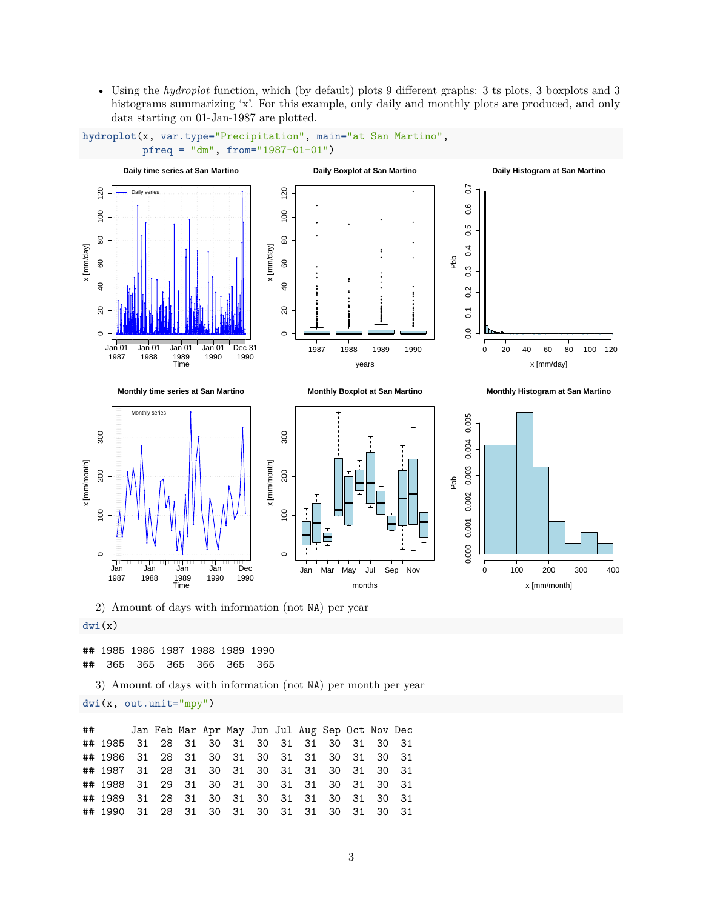- Using the *hydroplot* function, which (by default) plots 9 different graphs: 3 ts plots, 3 boxplots and 3 histograms summarizing 'x'. For this example, only daily and monthly plots are produced, and only data starting on 01-Jan-1987 are plotted.

```
hydroplot(x, var.type="Precipitation", main="at San Martino",
          pfreq = "dm", from="1987-01-01")
```

2) Amount of days with information (not NA) per year

```
dwi(x)
```

```
## 1985 1986 1987 1988 1989 1990
##  365  365  365  366  365  365
```

3) Amount of days with information (not NA) per month per year

```
dwi(x, out.unit="mpy")
```

```
##      Jan Feb Mar Apr May Jun Jul Aug Sep Oct Nov Dec
## 1985  31  28  31  30  31  30  31  31  30  31  30  31
## 1986  31  28  31  30  31  30  31  31  30  31  30  31
## 1987  31  28  31  30  31  30  31  31  30  31  30  31
## 1988  31  29  31  30  31  30  31  31  30  31  30  31
## 1989  31  28  31  30  31  30  31  31  30  31  30  31
## 1990  31  28  31  30  31  30  31  31  30  31  30  31
```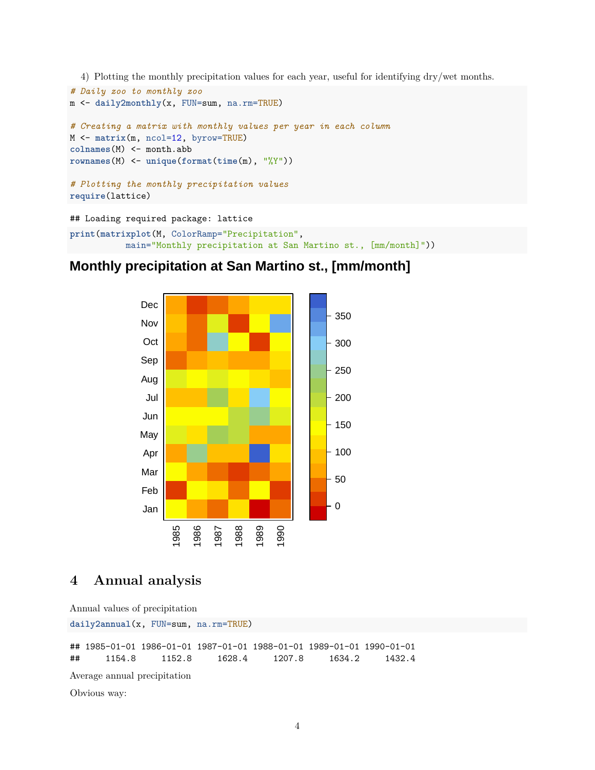4) Plotting the monthly precipitation values for each year, useful for identifying dry/wet months.

```
# Daily zoo to monthly zoo
m <- daily2monthly(x, FUN=sum, na.rm=TRUE)

# Creating a matrix with monthly values per year in each column
M <- matrix(m, ncol=12, byrow=TRUE)
colnames(M) <- month.abb
rownames(M) <- unique(format(time(m), "%Y"))

# Plotting the monthly precipitation values
require(lattice)
```

```
## Loading required package: lattice
```

```
print(matrixplot(M, ColorRamp="Precipitation",
           main="Monthly precipitation at San Martino st., [mm/month]"))
```

**Monthly precipitation at San Martino st., [mm/month]**

# 4 Annual analysis

Annual values of precipitation

```
daily2annual(x, FUN=sum, na.rm=TRUE)
```

```
## 1985-01-01 1986-01-01 1987-01-01 1988-01-01 1989-01-01 1990-01-01
##     1154.8     1152.8     1628.4     1207.8     1634.2     1432.4
```

Average annual precipitation

Obvious way: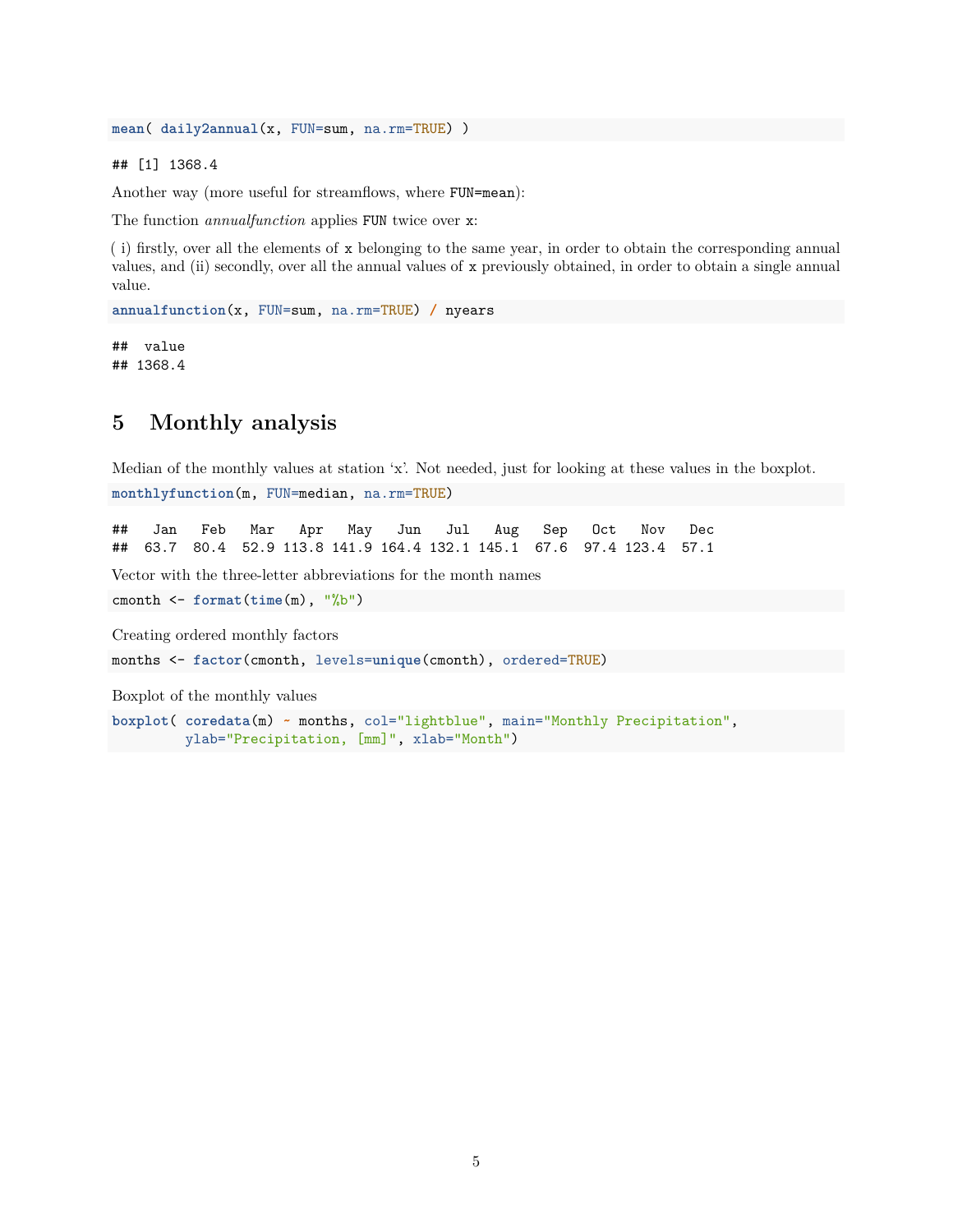```r
mean( daily2annual(x, FUN=sum, na.rm=TRUE) )
```

```
## [1] 1368.4
```

Another way (more useful for streamflows, where `FUN=mean`):

The function *annualfunction* applies `FUN` twice over `x`:

( i) firstly, over all the elements of `x` belonging to the same year, in order to obtain the corresponding annual values, and (ii) secondly, over all the annual values of `x` previously obtained, in order to obtain a single annual value.

```r
annualfunction(x, FUN=sum, na.rm=TRUE) / nyears
```

```
##  value
## 1368.4
```

# 5 Monthly analysis

Median of the monthly values at station 'x'. Not needed, just for looking at these values in the boxplot.

```r
monthlyfunction(m, FUN=median, na.rm=TRUE)
```

```
##   Jan   Feb   Mar   Apr   May   Jun   Jul   Aug   Sep   Oct   Nov   Dec
##  63.7  80.4  52.9 113.8 141.9 164.4 132.1 145.1  67.6  97.4 123.4  57.1
```

Vector with the three-letter abbreviations for the month names

```r
cmonth <- format(time(m), "%b")
```

Creating ordered monthly factors

```r
months <- factor(cmonth, levels=unique(cmonth), ordered=TRUE)
```

Boxplot of the monthly values

```r
boxplot( coredata(m) ~ months, col="lightblue", main="Monthly Precipitation",
         ylab="Precipitation, [mm]", xlab="Month")
```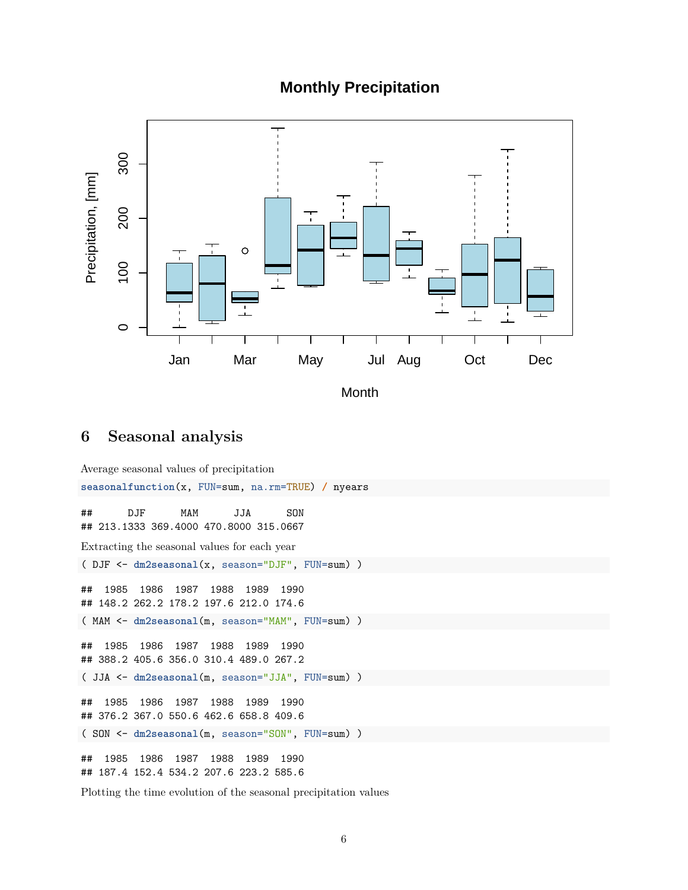## 6 Seasonal analysis

Average seasonal values of precipitation

```
seasonalfunction(x, FUN=sum, na.rm=TRUE) / nyears
```

```
##      DJF      MAM      JJA      SON 
## 213.1333 369.4000 470.8000 315.0667
```

Extracting the seasonal values for each year

```
( DJF <- dm2seasonal(x, season="DJF", FUN=sum) )
```

```
##  1985  1986  1987  1988  1989  1990 
## 148.2 262.2 178.2 197.6 212.0 174.6
```

```
( MAM <- dm2seasonal(m, season="MAM", FUN=sum) )
```

```
##  1985  1986  1987  1988  1989  1990 
## 388.2 405.6 356.0 310.4 489.0 267.2
```

```
( JJA <- dm2seasonal(m, season="JJA", FUN=sum) )
```

```
##  1985  1986  1987  1988  1989  1990 
## 376.2 367.0 550.6 462.6 658.8 409.6
```

```
( SON <- dm2seasonal(m, season="SON", FUN=sum) )
```

```
##  1985  1986  1987  1988  1989  1990 
## 187.4 152.4 534.2 207.6 223.2 585.6
```

Plotting the time evolution of the seasonal precipitation values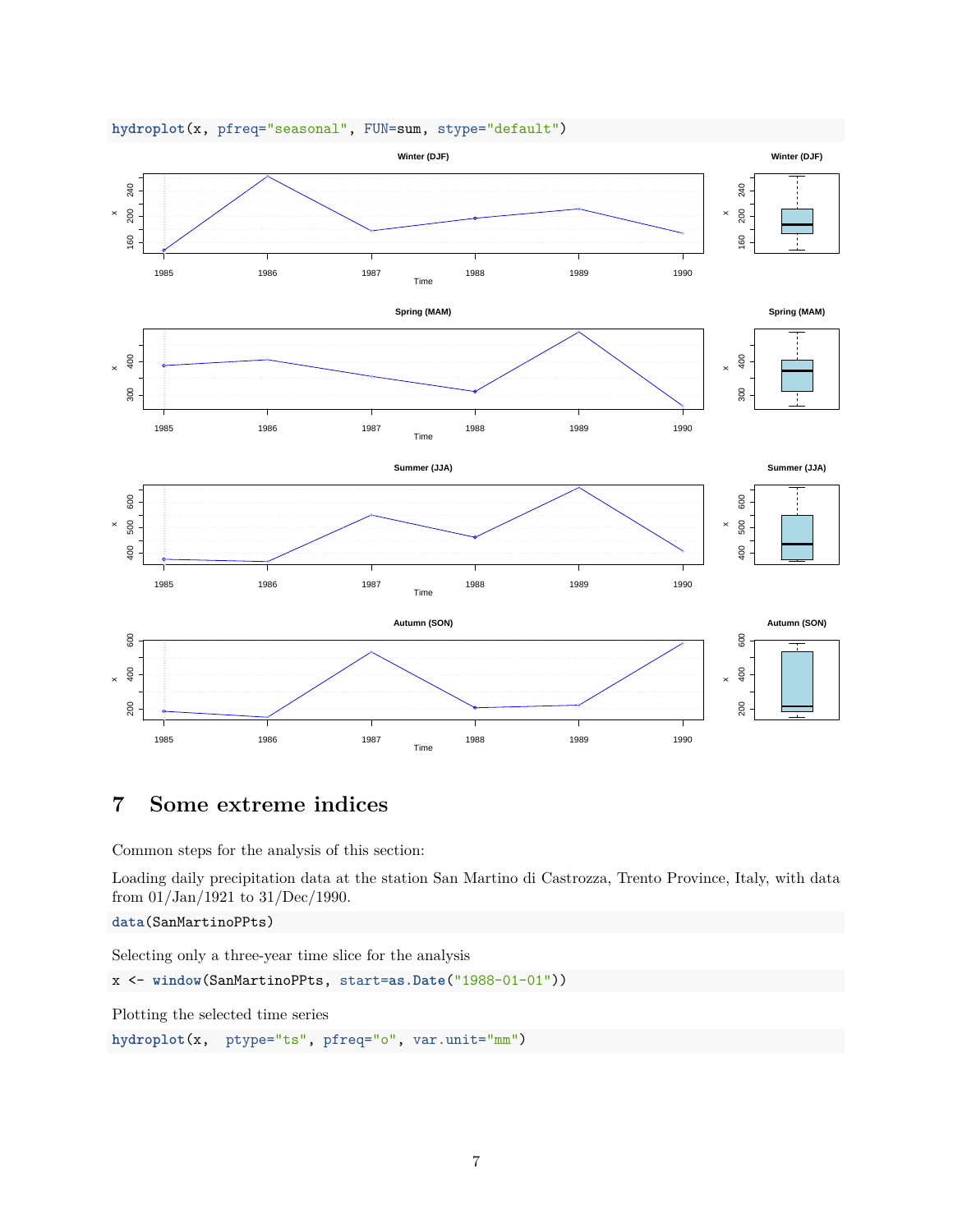```
hydroplot(x, pfreq="seasonal", FUN=sum, stype="default")
```

## 7 Some extreme indices

Common steps for the analysis of this section:

Loading daily precipitation data at the station San Martino di Castrozza, Trento Province, Italy, with data from 01/Jan/1921 to 31/Dec/1990.

```
data(SanMartinoPPts)
```

Selecting only a three-year time slice for the analysis

```
x <- window(SanMartinoPPts, start=as.Date("1988-01-01"))
```

Plotting the selected time series

```
hydroplot(x,  ptype="ts", pfreq="o", var.unit="mm")
```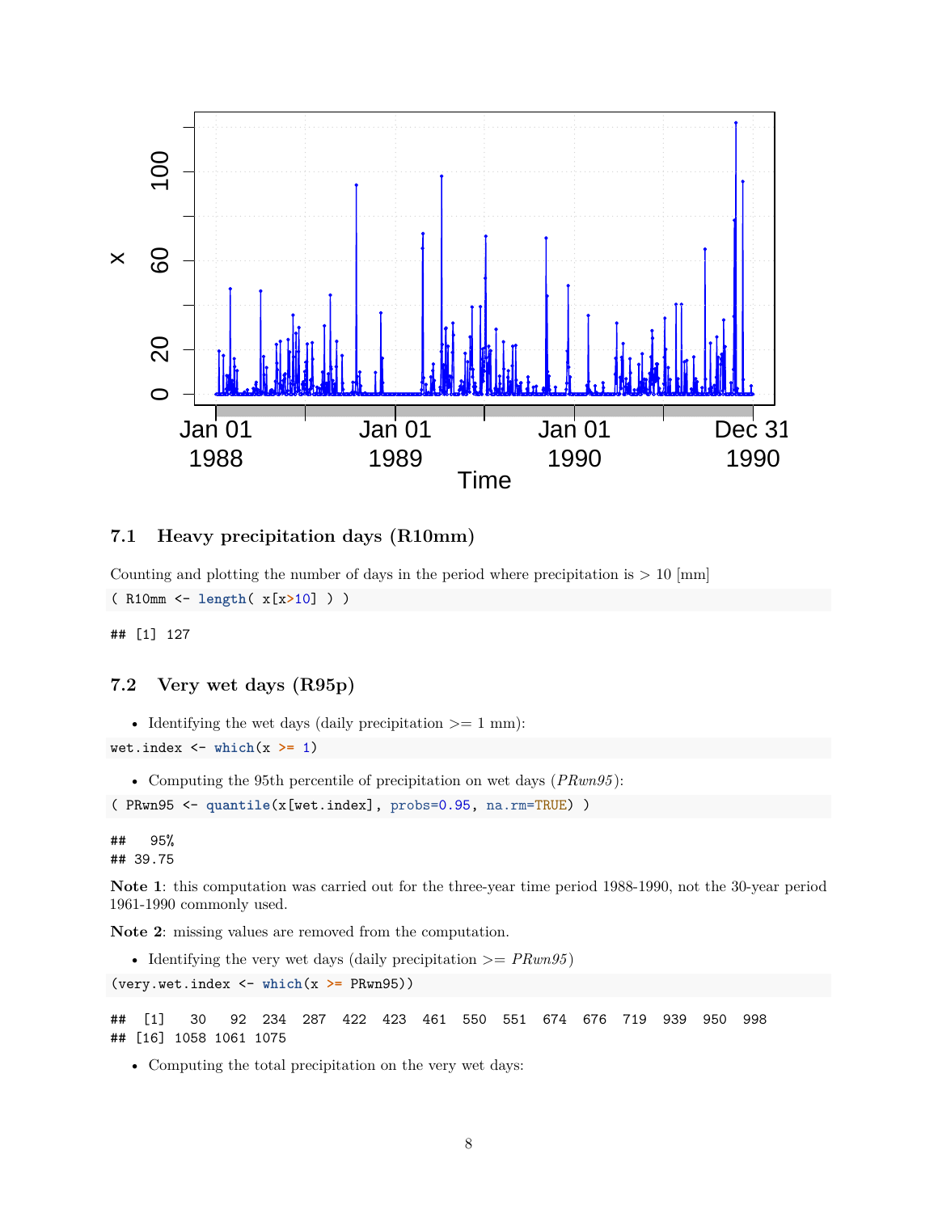### 7.1 Heavy precipitation days (R10mm)

Counting and plotting the number of days in the period where precipitation is > 10 [mm]

```
( R10mm <- length( x[x>10] ) )
```

```
## [1] 127
```

### 7.2 Very wet days (R95p)

- Identifying the wet days (daily precipitation >= 1 mm):

```
wet.index <- which(x >= 1)
```

- Computing the 95th percentile of precipitation on wet days (*PRwn95*):

```
( PRwn95 <- quantile(x[wet.index], probs=0.95, na.rm=TRUE) )
```

```
##   95%
## 39.75
```

**Note 1**: this computation was carried out for the three-year time period 1988-1990, not the 30-year period 1961-1990 commonly used.

**Note 2**: missing values are removed from the computation.

- Identifying the very wet days (daily precipitation >= *PRwn95*)

```
(very.wet.index <- which(x >= PRwn95))
```

```
##  [1]   30   92  234  287  422  423  461  550  551  674  676  719  939  950  998
## [16] 1058 1061 1075
```

- Computing the total precipitation on the very wet days: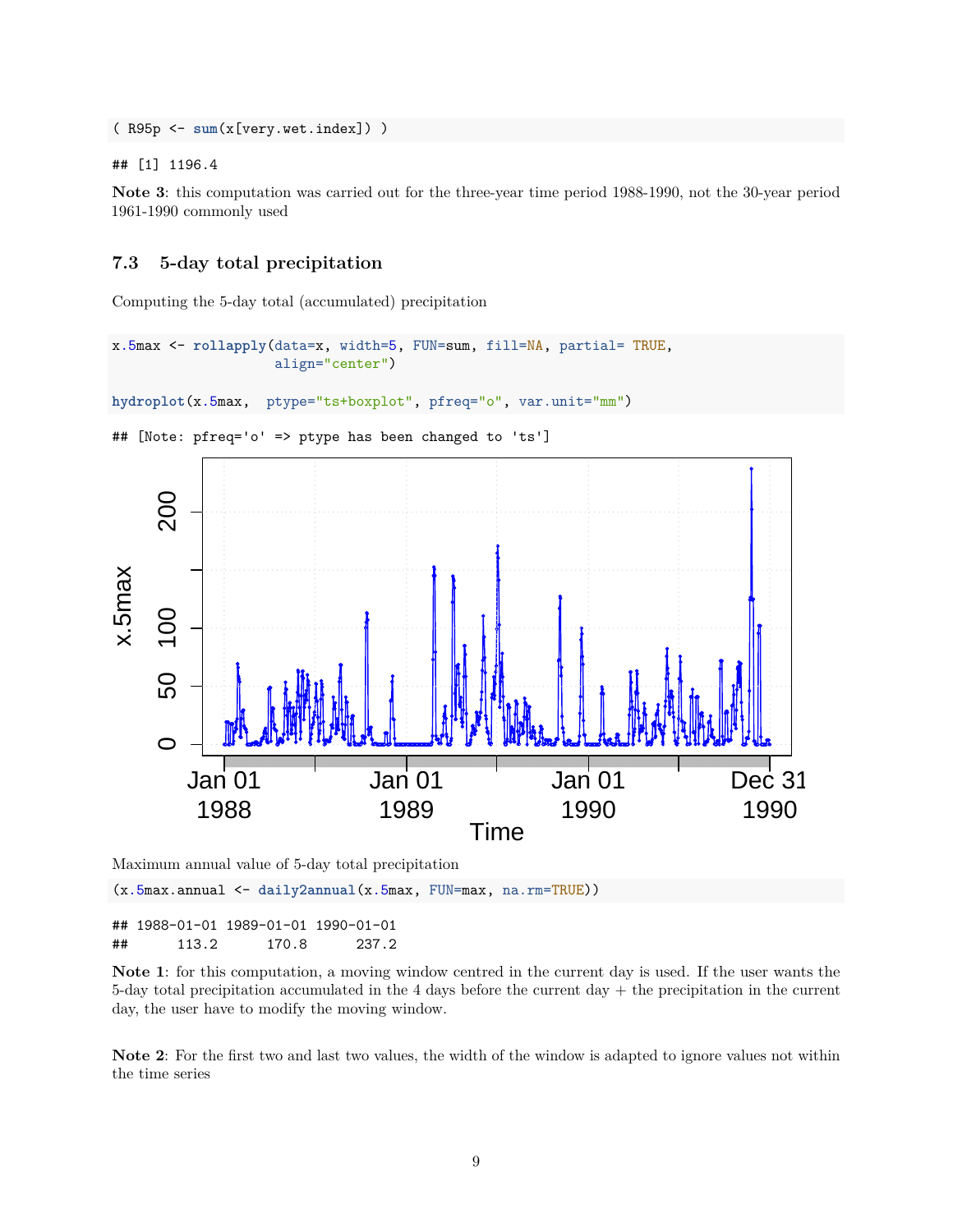```
( R95p <- sum(x[very.wet.index]) )
```

```
## [1] 1196.4
```

**Note 3**: this computation was carried out for the three-year time period 1988-1990, not the 30-year period 1961-1990 commonly used

### 7.3 5-day total precipitation

Computing the 5-day total (accumulated) precipitation

```
x.5max <- rollapply(data=x, width=5, FUN=sum, fill=NA, partial= TRUE,
                    align="center")

hydroplot(x.5max,  ptype="ts+boxplot", pfreq="o", var.unit="mm")
```

```
## [Note: pfreq='o' => ptype has been changed to 'ts']
```

Maximum annual value of 5-day total precipitation

```
(x.5max.annual <- daily2annual(x.5max, FUN=max, na.rm=TRUE))
```

```
## 1988-01-01 1989-01-01 1990-01-01
##      113.2      170.8      237.2
```

**Note 1**: for this computation, a moving window centred in the current day is used. If the user wants the 5-day total precipitation accumulated in the 4 days before the current day + the precipitation in the current day, the user have to modify the moving window.

**Note 2**: For the first two and last two values, the width of the window is adapted to ignore values not within the time series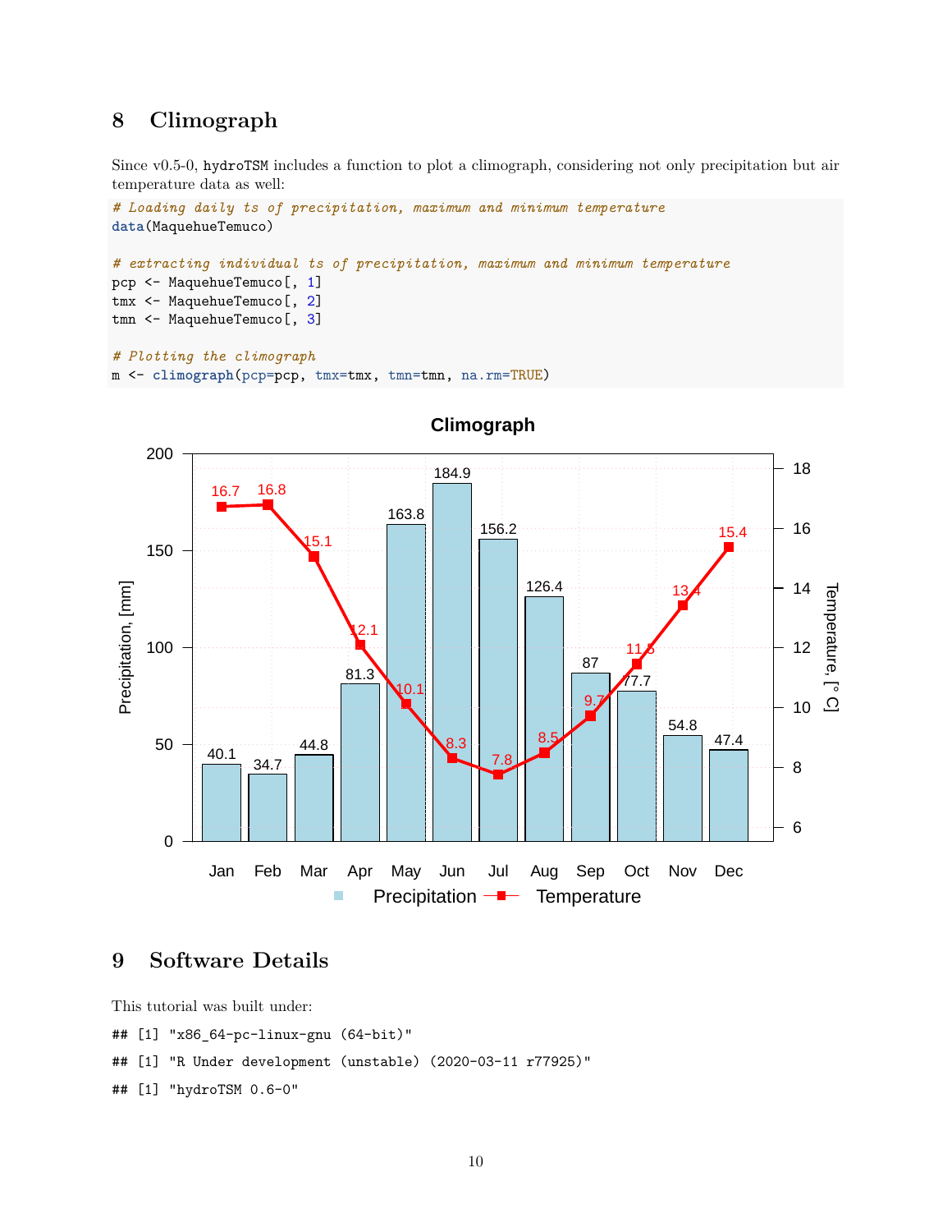## 8 Climograph

Since v0.5-0, hydroTSM includes a function to plot a climograph, considering not only precipitation but air temperature data as well:

```
# Loading daily ts of precipitation, maximum and minimum temperature
data(MaquehueTemuco)

# extracting individual ts of precipitation, maximum and minimum temperature
pcp <- MaquehueTemuco[, 1]
tmx <- MaquehueTemuco[, 2]
tmn <- MaquehueTemuco[, 3]

# Plotting the climograph
m <- climograph(pcp=pcp, tmx=tmx, tmn=tmn, na.rm=TRUE)
```

## 9 Software Details

This tutorial was built under:

```
## [1] "x86_64-pc-linux-gnu (64-bit)"
```

```
## [1] "R Under development (unstable) (2020-03-11 r77925)"
```

```
## [1] "hydroTSM 0.6-0"
```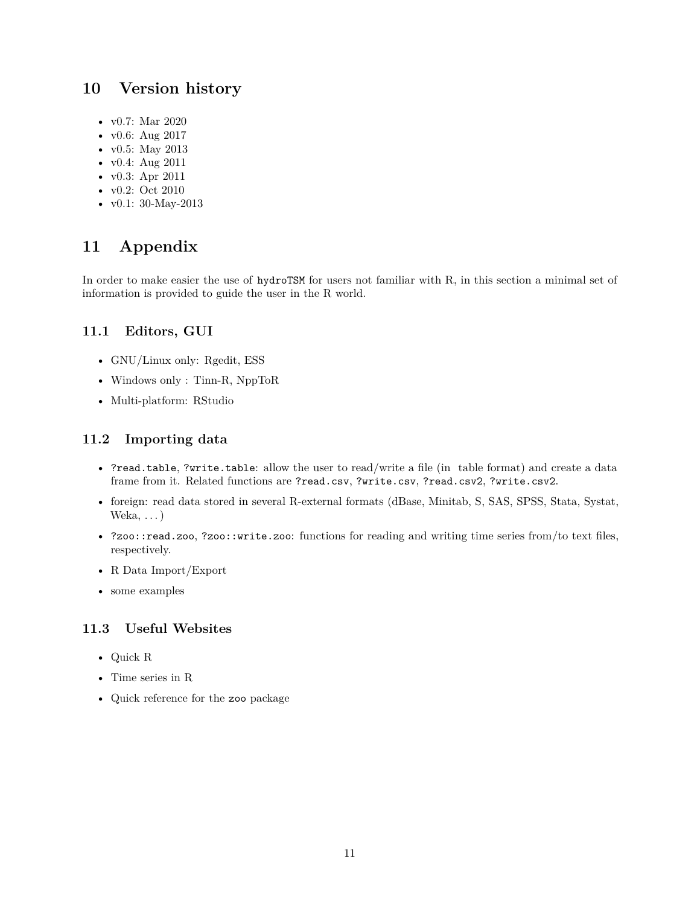# 10 Version history

- v0.7: Mar 2020
- v0.6: Aug 2017
- v0.5: May 2013
- v0.4: Aug 2011
- v0.3: Apr 2011
- v0.2: Oct 2010
- v0.1: 30-May-2013

# 11 Appendix

In order to make easier the use of `hydroTSM` for users not familiar with R, in this section a minimal set of information is provided to guide the user in the R world.

## 11.1 Editors, GUI

- GNU/Linux only: Rgedit, ESS
- Windows only : Tinn-R, NppToR
- Multi-platform: RStudio

## 11.2 Importing data

- `?read.table`, `?write.table`: allow the user to read/write a file (in table format) and create a data frame from it. Related functions are `?read.csv`, `?write.csv`, `?read.csv2`, `?write.csv2`.
- foreign: read data stored in several R-external formats (dBase, Minitab, S, SAS, SPSS, Stata, Systat, Weka, . . . )
- `?zoo::read.zoo`, `?zoo::write.zoo`: functions for reading and writing time series from/to text files, respectively.
- R Data Import/Export
- some examples

## 11.3 Useful Websites

- Quick R
- Time series in R
- Quick reference for the `zoo` package